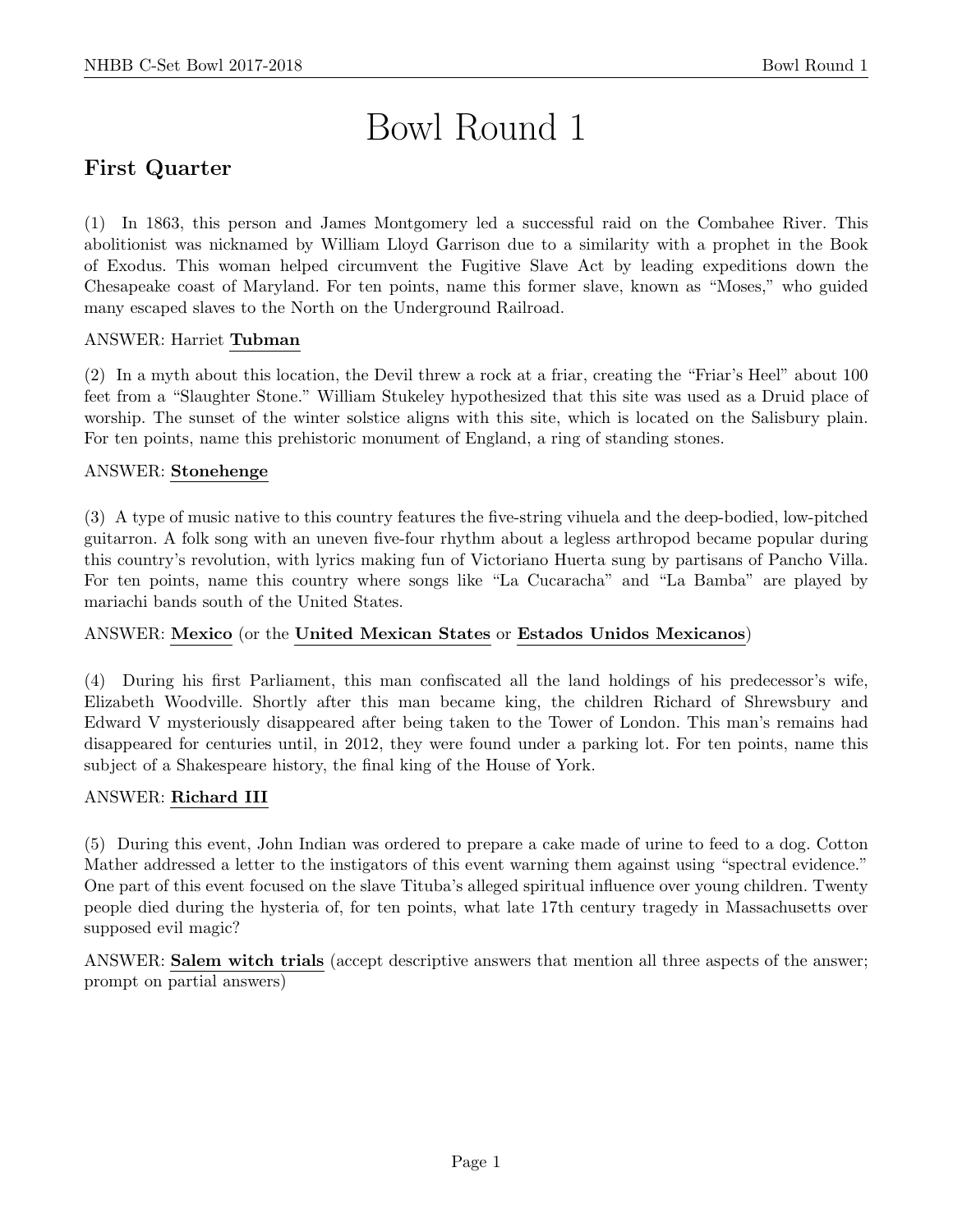# Bowl Round 1

## First Quarter

(1) In 1863, this person and James Montgomery led a successful raid on the Combahee River. This abolitionist was nicknamed by William Lloyd Garrison due to a similarity with a prophet in the Book of Exodus. This woman helped circumvent the Fugitive Slave Act by leading expeditions down the Chesapeake coast of Maryland. For ten points, name this former slave, known as "Moses," who guided many escaped slaves to the North on the Underground Railroad.

ANSWER: Harriet **Tubman**

(2) In a myth about this location, the Devil threw a rock at a friar, creating the "Friar's Heel" about 100 feet from a "Slaughter Stone." William Stukeley hypothesized that this site was used as a Druid place of worship. The sunset of the winter solstice aligns with this site, which is located on the Salisbury plain. For ten points, name this prehistoric monument of England, a ring of standing stones.

ANSWER: **Stonehenge**

(3) A type of music native to this country features the five-string vihuela and the deep-bodied, low-pitched guitarron. A folk song with an uneven five-four rhythm about a legless arthropod became popular during this country's revolution, with lyrics making fun of Victoriano Huerta sung by partisans of Pancho Villa. For ten points, name this country where songs like "La Cucaracha" and "La Bamba" are played by mariachi bands south of the United States.

ANSWER: **Mexico** (or the **United Mexican States** or **Estados Unidos Mexicanos**)

(4) During his first Parliament, this man confiscated all the land holdings of his predecessor's wife, Elizabeth Woodville. Shortly after this man became king, the children Richard of Shrewsbury and Edward V mysteriously disappeared after being taken to the Tower of London. This man's remains had disappeared for centuries until, in 2012, they were found under a parking lot. For ten points, name this subject of a Shakespeare history, the final king of the House of York.

ANSWER: **Richard III**

(5) During this event, John Indian was ordered to prepare a cake made of urine to feed to a dog. Cotton Mather addressed a letter to the instigators of this event warning them against using "spectral evidence." One part of this event focused on the slave Tituba's alleged spiritual influence over young children. Twenty people died during the hysteria of, for ten points, what late 17th century tragedy in Massachusetts over supposed evil magic?

ANSWER: **Salem witch trials** (accept descriptive answers that mention all three aspects of the answer; prompt on partial answers)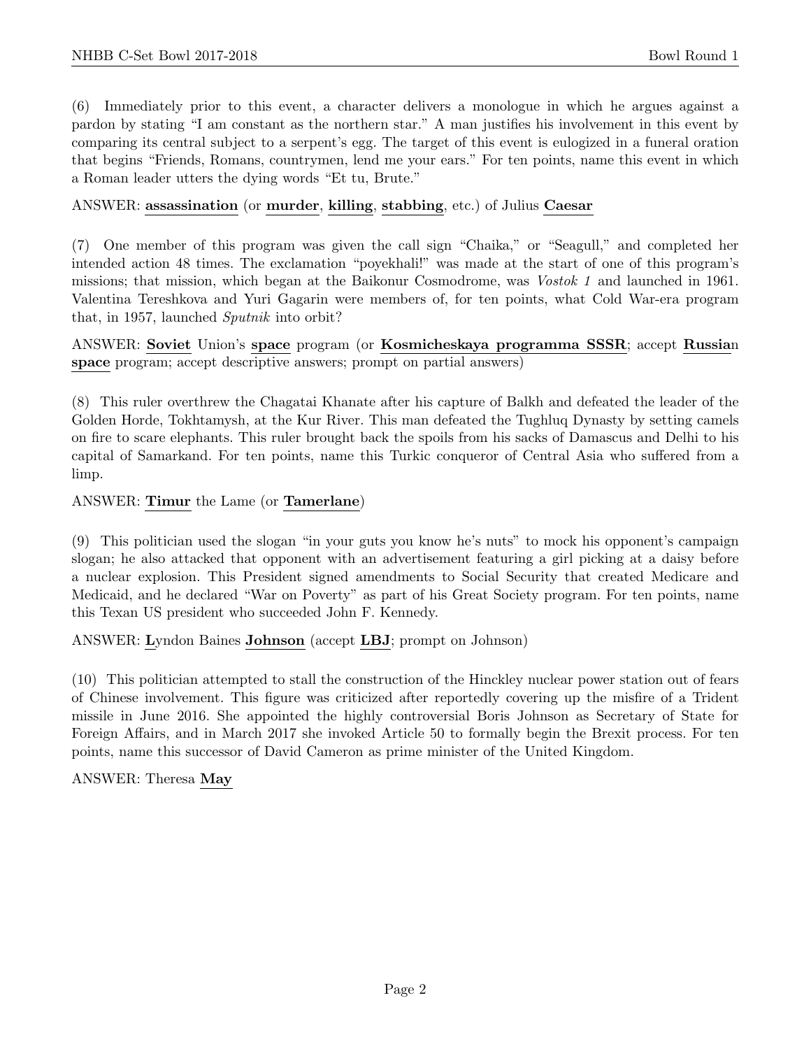(6) Immediately prior to this event, a character delivers a monologue in which he argues against a pardon by stating "I am constant as the northern star." A man justifies his involvement in this event by comparing its central subject to a serpent's egg. The target of this event is eulogized in a funeral oration that begins "Friends, Romans, countrymen, lend me your ears." For ten points, name this event in which a Roman leader utters the dying words "Et tu, Brute."

ANSWER: **assassination** (or **murder**, **killing**, **stabbing**, etc.) of Julius **Caesar**

(7) One member of this program was given the call sign "Chaika," or "Seagull," and completed her intended action 48 times. The exclamation "poyekhali!" was made at the start of one of this program's missions; that mission, which began at the Baikonur Cosmodrome, was *Vostok 1* and launched in 1961. Valentina Tereshkova and Yuri Gagarin were members of, for ten points, what Cold War-era program that, in 1957, launched *Sputnik* into orbit?

ANSWER: **Soviet** Union's **space** program (or **Kosmicheskaya programma SSSR**; accept **Russia**n **space** program; accept descriptive answers; prompt on partial answers)

(8) This ruler overthrew the Chagatai Khanate after his capture of Balkh and defeated the leader of the Golden Horde, Tokhtamysh, at the Kur River. This man defeated the Tughluq Dynasty by setting camels on fire to scare elephants. This ruler brought back the spoils from his sacks of Damascus and Delhi to his capital of Samarkand. For ten points, name this Turkic conqueror of Central Asia who suffered from a limp.

ANSWER: **Timur** the Lame (or **Tamerlane**)

(9) This politician used the slogan "in your guts you know he's nuts" to mock his opponent's campaign slogan; he also attacked that opponent with an advertisement featuring a girl picking at a daisy before a nuclear explosion. This President signed amendments to Social Security that created Medicare and Medicaid, and he declared "War on Poverty" as part of his Great Society program. For ten points, name this Texan US president who succeeded John F. Kennedy.

ANSWER: **L**yndon Baines **Johnson** (accept **LBJ**; prompt on Johnson)

(10) This politician attempted to stall the construction of the Hinckley nuclear power station out of fears of Chinese involvement. This figure was criticized after reportedly covering up the misfire of a Trident missile in June 2016. She appointed the highly controversial Boris Johnson as Secretary of State for Foreign Affairs, and in March 2017 she invoked Article 50 to formally begin the Brexit process. For ten points, name this successor of David Cameron as prime minister of the United Kingdom.

ANSWER: Theresa **May**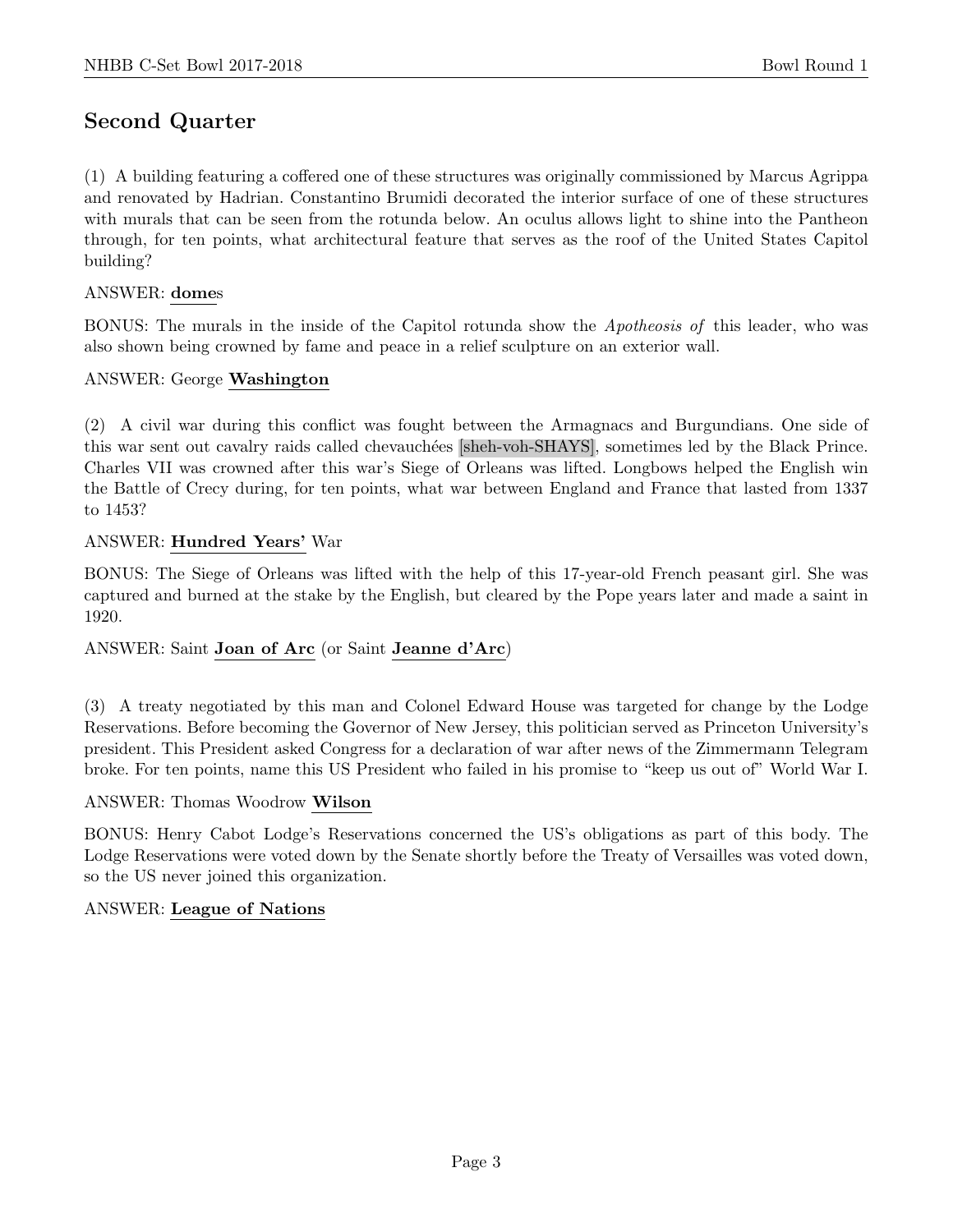## Second Quarter

(1) A building featuring a coffered one of these structures was originally commissioned by Marcus Agrippa and renovated by Hadrian. Constantino Brumidi decorated the interior surface of one of these structures with murals that can be seen from the rotunda below. An oculus allows light to shine into the Pantheon through, for ten points, what architectural feature that serves as the roof of the United States Capitol building?

ANSWER: **dome**s

BONUS: The murals in the inside of the Capitol rotunda show the *Apotheosis of* this leader, who was also shown being crowned by fame and peace in a relief sculpture on an exterior wall.

ANSWER: George **Washington**

(2) A civil war during this conflict was fought between the Armagnacs and Burgundians. One side of this war sent out cavalry raids called chevauchées [sheh-voh-SHAYS], sometimes led by the Black Prince. Charles VII was crowned after this war's Siege of Orleans was lifted. Longbows helped the English win the Battle of Crecy during, for ten points, what war between England and France that lasted from 1337 to 1453?

ANSWER: **Hundred Years'** War

BONUS: The Siege of Orleans was lifted with the help of this 17-year-old French peasant girl. She was captured and burned at the stake by the English, but cleared by the Pope years later and made a saint in 1920.

ANSWER: Saint **Joan of Arc** (or Saint **Jeanne d'Arc**)

(3) A treaty negotiated by this man and Colonel Edward House was targeted for change by the Lodge Reservations. Before becoming the Governor of New Jersey, this politician served as Princeton University's president. This President asked Congress for a declaration of war after news of the Zimmermann Telegram broke. For ten points, name this US President who failed in his promise to "keep us out of" World War I.

ANSWER: Thomas Woodrow **Wilson**

BONUS: Henry Cabot Lodge's Reservations concerned the US's obligations as part of this body. The Lodge Reservations were voted down by the Senate shortly before the Treaty of Versailles was voted down, so the US never joined this organization.

ANSWER: **League of Nations**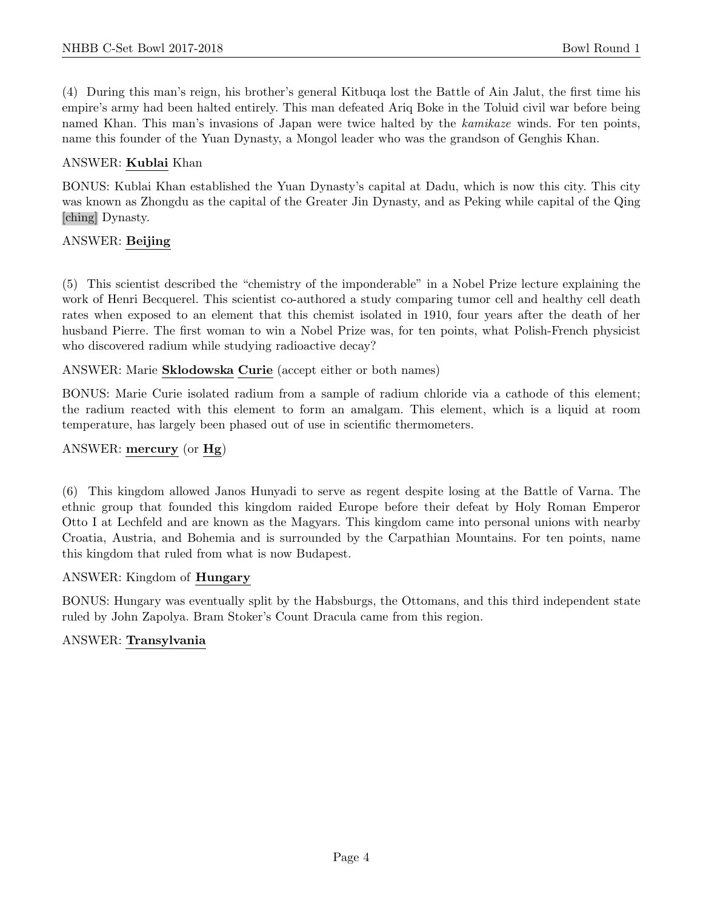(4) During this man's reign, his brother's general Kitbuqa lost the Battle of Ain Jalut, the first time his empire's army had been halted entirely. This man defeated Ariq Boke in the Toluid civil war before being named Khan. This man's invasions of Japan were twice halted by the *kamikaze* winds. For ten points, name this founder of the Yuan Dynasty, a Mongol leader who was the grandson of Genghis Khan.

ANSWER: **Kublai** Khan

BONUS: Kublai Khan established the Yuan Dynasty's capital at Dadu, which is now this city. This city was known as Zhongdu as the capital of the Greater Jin Dynasty, and as Peking while capital of the Qing [ching] Dynasty.

ANSWER: **Beijing**

(5) This scientist described the "chemistry of the imponderable" in a Nobel Prize lecture explaining the work of Henri Becquerel. This scientist co-authored a study comparing tumor cell and healthy cell death rates when exposed to an element that this chemist isolated in 1910, four years after the death of her husband Pierre. The first woman to win a Nobel Prize was, for ten points, what Polish-French physicist who discovered radium while studying radioactive decay?

ANSWER: Marie **Sklodowska** **Curie** (accept either or both names)

BONUS: Marie Curie isolated radium from a sample of radium chloride via a cathode of this element; the radium reacted with this element to form an amalgam. This element, which is a liquid at room temperature, has largely been phased out of use in scientific thermometers.

ANSWER: **mercury** (or **Hg**)

(6) This kingdom allowed Janos Hunyadi to serve as regent despite losing at the Battle of Varna. The ethnic group that founded this kingdom raided Europe before their defeat by Holy Roman Emperor Otto I at Lechfeld and are known as the Magyars. This kingdom came into personal unions with nearby Croatia, Austria, and Bohemia and is surrounded by the Carpathian Mountains. For ten points, name this kingdom that ruled from what is now Budapest.

ANSWER: Kingdom of **Hungary**

BONUS: Hungary was eventually split by the Habsburgs, the Ottomans, and this third independent state ruled by John Zapolya. Bram Stoker's Count Dracula came from this region.

ANSWER: **Transylvania**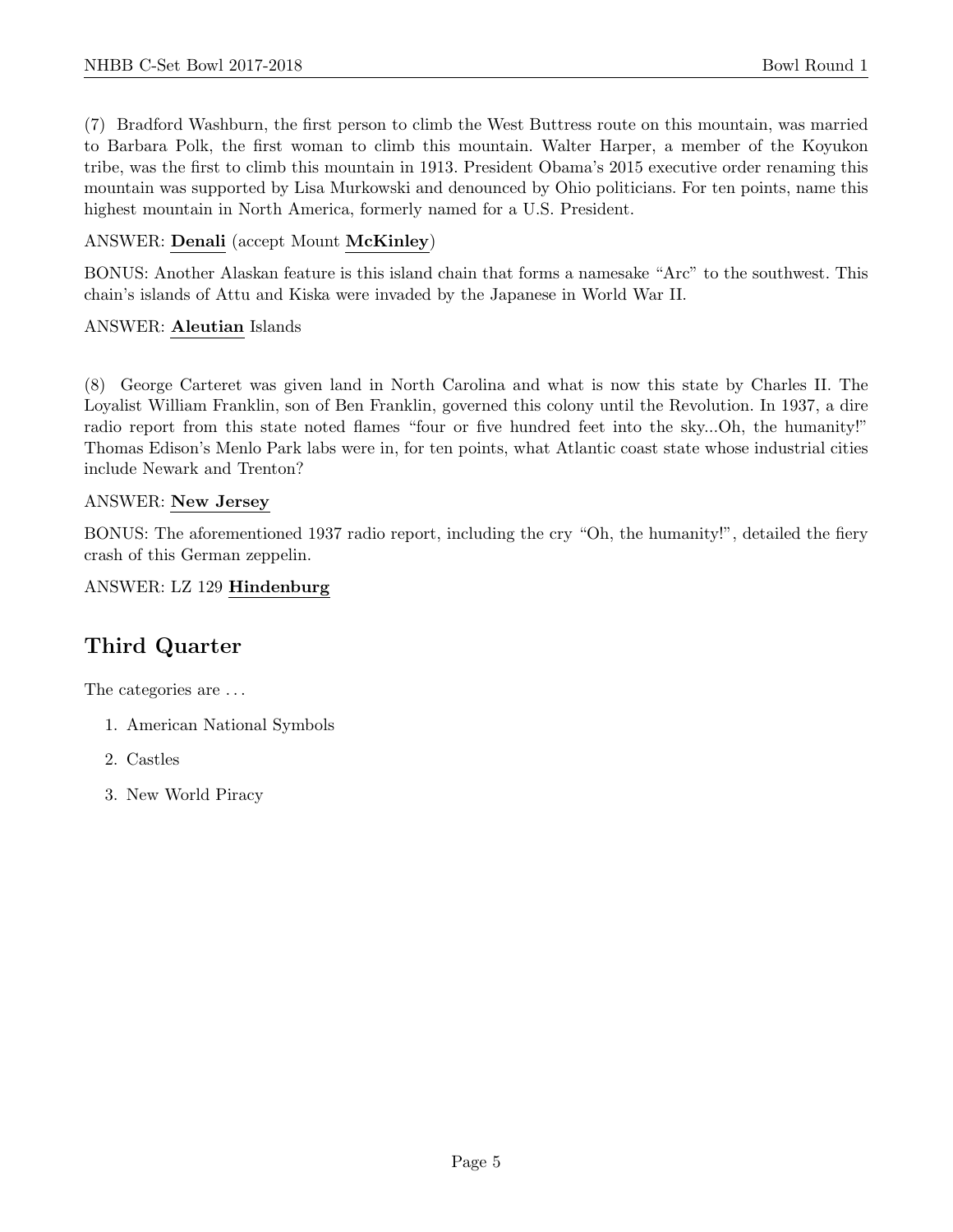(7) Bradford Washburn, the first person to climb the West Buttress route on this mountain, was married to Barbara Polk, the first woman to climb this mountain. Walter Harper, a member of the Koyukon tribe, was the first to climb this mountain in 1913. President Obama's 2015 executive order renaming this mountain was supported by Lisa Murkowski and denounced by Ohio politicians. For ten points, name this highest mountain in North America, formerly named for a U.S. President.

ANSWER: **Denali** (accept Mount **McKinley**)

BONUS: Another Alaskan feature is this island chain that forms a namesake "Arc" to the southwest. This chain's islands of Attu and Kiska were invaded by the Japanese in World War II.

ANSWER: **Aleutian** Islands

(8) George Carteret was given land in North Carolina and what is now this state by Charles II. The Loyalist William Franklin, son of Ben Franklin, governed this colony until the Revolution. In 1937, a dire radio report from this state noted flames "four or five hundred feet into the sky...Oh, the humanity!" Thomas Edison's Menlo Park labs were in, for ten points, what Atlantic coast state whose industrial cities include Newark and Trenton?

ANSWER: **New Jersey**

BONUS: The aforementioned 1937 radio report, including the cry "Oh, the humanity!", detailed the fiery crash of this German zeppelin.

ANSWER: LZ 129 **Hindenburg**

## Third Quarter

The categories are ...

1. American National Symbols
2. Castles
3. New World Piracy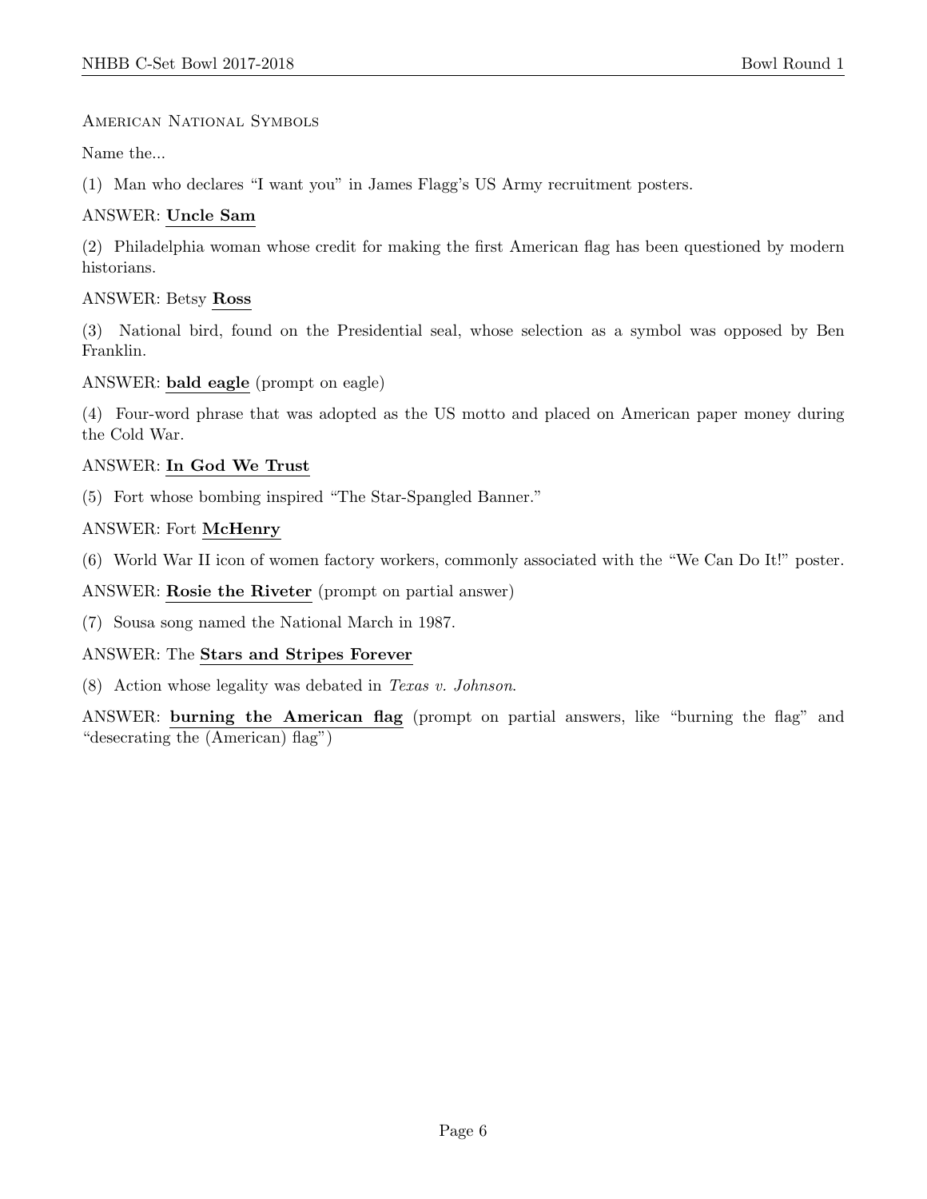American National Symbols

Name the...

(1) Man who declares "I want you" in James Flagg's US Army recruitment posters.

ANSWER: **Uncle Sam**

(2) Philadelphia woman whose credit for making the first American flag has been questioned by modern historians.

ANSWER: Betsy **Ross**

(3) National bird, found on the Presidential seal, whose selection as a symbol was opposed by Ben Franklin.

ANSWER: **bald eagle** (prompt on eagle)

(4) Four-word phrase that was adopted as the US motto and placed on American paper money during the Cold War.

ANSWER: **In God We Trust**

(5) Fort whose bombing inspired "The Star-Spangled Banner."

ANSWER: Fort **McHenry**

(6) World War II icon of women factory workers, commonly associated with the "We Can Do It!" poster.

ANSWER: **Rosie the Riveter** (prompt on partial answer)

(7) Sousa song named the National March in 1987.

ANSWER: The **Stars and Stripes Forever**

(8) Action whose legality was debated in *Texas v. Johnson*.

ANSWER: **burning the American flag** (prompt on partial answers, like "burning the flag" and "desecrating the (American) flag")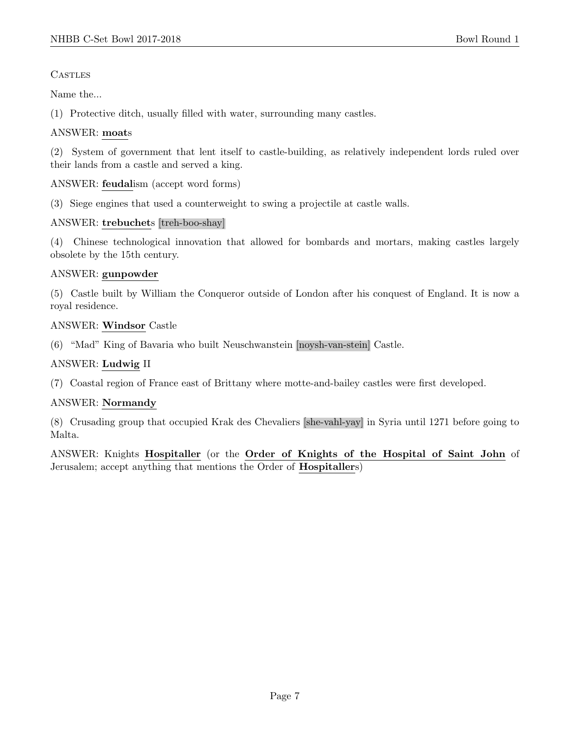CASTLES

Name the...

(1) Protective ditch, usually filled with water, surrounding many castles.

ANSWER: **moat**s

(2) System of government that lent itself to castle-building, as relatively independent lords ruled over their lands from a castle and served a king.

ANSWER: **feudal**ism (accept word forms)

(3) Siege engines that used a counterweight to swing a projectile at castle walls.

ANSWER: **trebuchet**s [treh-boo-shay]

(4) Chinese technological innovation that allowed for bombards and mortars, making castles largely obsolete by the 15th century.

ANSWER: **gunpowder**

(5) Castle built by William the Conqueror outside of London after his conquest of England. It is now a royal residence.

ANSWER: **Windsor** Castle

(6) "Mad" King of Bavaria who built Neuschwanstein [noysh-van-stein] Castle.

ANSWER: **Ludwig** II

(7) Coastal region of France east of Brittany where motte-and-bailey castles were first developed.

ANSWER: **Normandy**

(8) Crusading group that occupied Krak des Chevaliers [she-vahl-yay] in Syria until 1271 before going to Malta.

ANSWER: Knights **Hospitaller** (or the **Order of Knights of the Hospital of Saint John** of Jerusalem; accept anything that mentions the Order of **Hospitaller**s)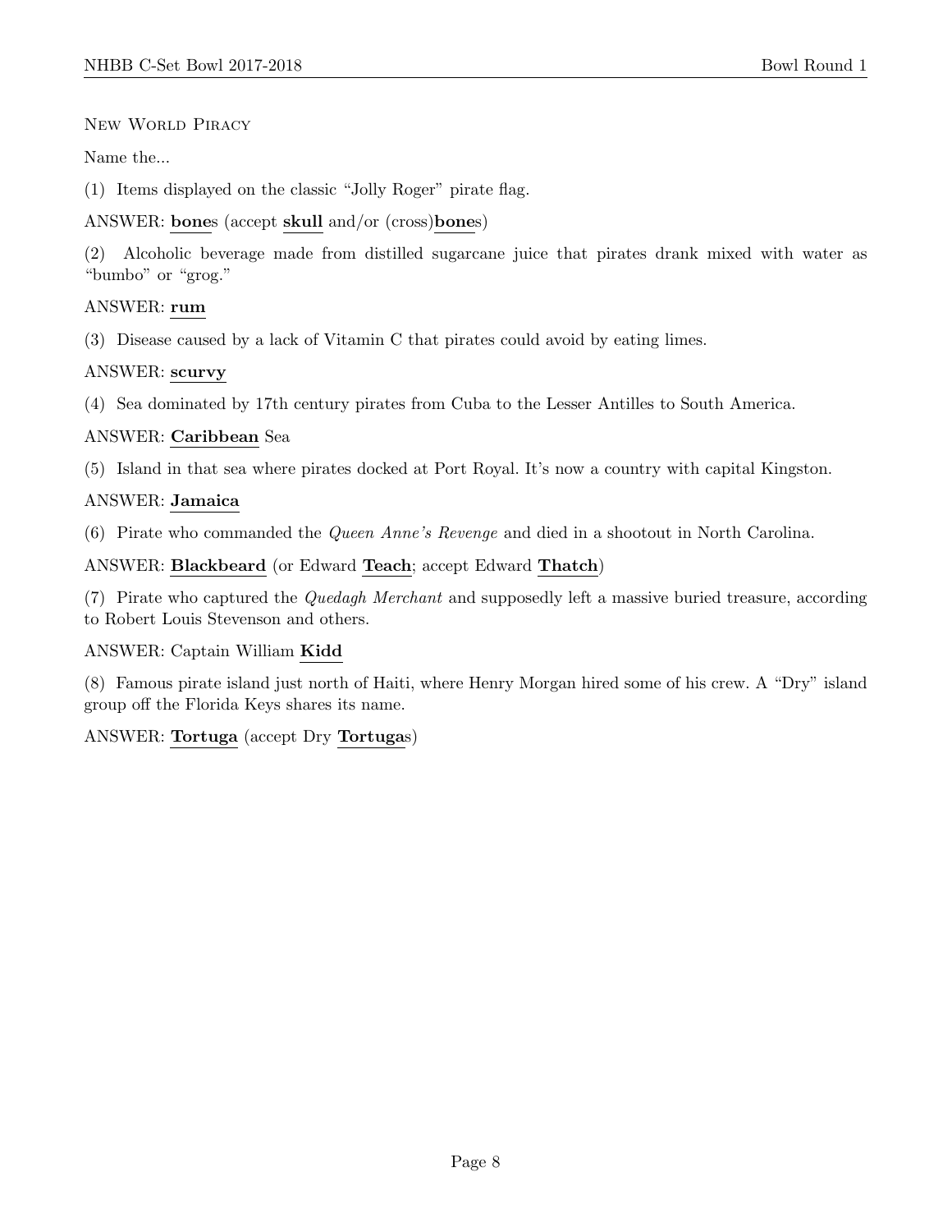New World Piracy

Name the...

(1) Items displayed on the classic "Jolly Roger" pirate flag.

ANSWER: **bone**s (accept **skull** and/or (cross)**bone**s)

(2) Alcoholic beverage made from distilled sugarcane juice that pirates drank mixed with water as "bumbo" or "grog."

ANSWER: **rum**

(3) Disease caused by a lack of Vitamin C that pirates could avoid by eating limes.

ANSWER: **scurvy**

(4) Sea dominated by 17th century pirates from Cuba to the Lesser Antilles to South America.

ANSWER: **Caribbean** Sea

(5) Island in that sea where pirates docked at Port Royal. It's now a country with capital Kingston.

ANSWER: **Jamaica**

(6) Pirate who commanded the *Queen Anne's Revenge* and died in a shootout in North Carolina.

ANSWER: **Blackbeard** (or Edward **Teach**; accept Edward **Thatch**)

(7) Pirate who captured the *Quedagh Merchant* and supposedly left a massive buried treasure, according to Robert Louis Stevenson and others.

ANSWER: Captain William **Kidd**

(8) Famous pirate island just north of Haiti, where Henry Morgan hired some of his crew. A "Dry" island group off the Florida Keys shares its name.

ANSWER: **Tortuga** (accept Dry **Tortuga**s)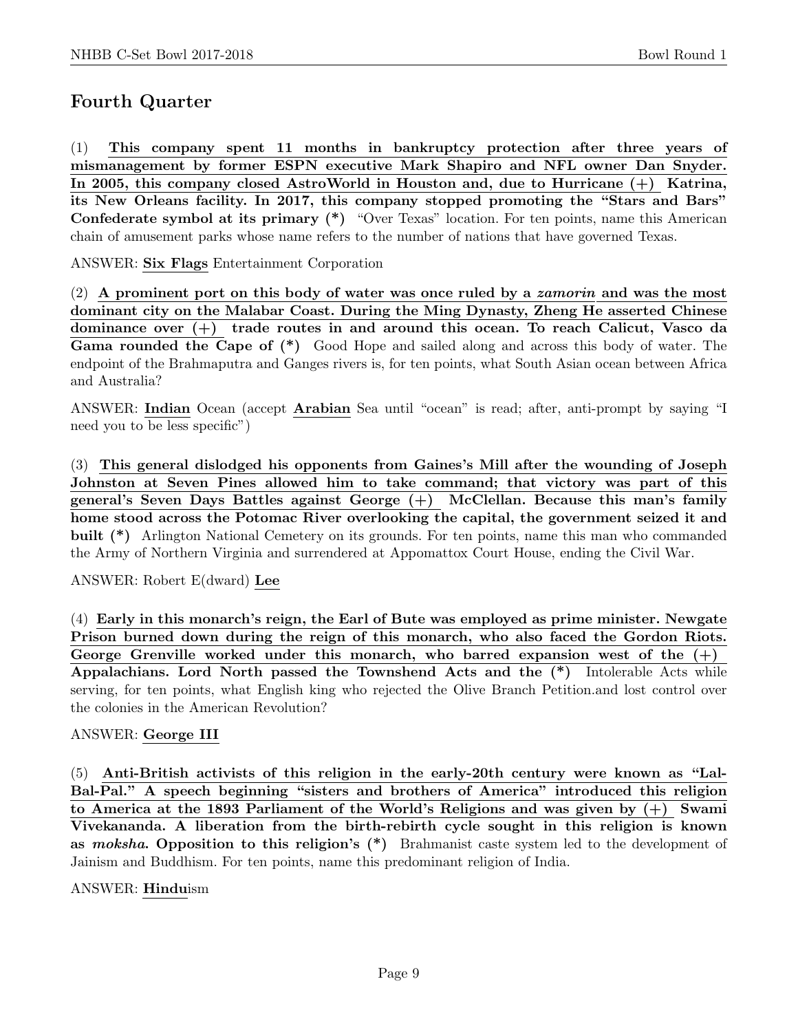## Fourth Quarter

(1) **This company spent 11 months in bankruptcy protection after three years of mismanagement by former ESPN executive Mark Shapiro and NFL owner Dan Snyder. In 2005, this company closed AstroWorld in Houston and, due to Hurricane (+) Katrina, its New Orleans facility. In 2017, this company stopped promoting the "Stars and Bars" Confederate symbol at its primary (\*)** "Over Texas" location. For ten points, name this American chain of amusement parks whose name refers to the number of nations that have governed Texas.

ANSWER: **Six Flags** Entertainment Corporation

(2) **A prominent port on this body of water was once ruled by a *zamorin* and was the most dominant city on the Malabar Coast. During the Ming Dynasty, Zheng He asserted Chinese dominance over (+) trade routes in and around this ocean. To reach Calicut, Vasco da Gama rounded the Cape of (\*)** Good Hope and sailed along and across this body of water. The endpoint of the Brahmaputra and Ganges rivers is, for ten points, what South Asian ocean between Africa and Australia?

ANSWER: **Indian** Ocean (accept **Arabian** Sea until "ocean" is read; after, anti-prompt by saying "I need you to be less specific")

(3) **This general dislodged his opponents from Gaines's Mill after the wounding of Joseph Johnston at Seven Pines allowed him to take command; that victory was part of this general's Seven Days Battles against George (+) McClellan. Because this man's family home stood across the Potomac River overlooking the capital, the government seized it and built (\*)** Arlington National Cemetery on its grounds. For ten points, name this man who commanded the Army of Northern Virginia and surrendered at Appomattox Court House, ending the Civil War.

ANSWER: Robert E(dward) **Lee**

(4) **Early in this monarch's reign, the Earl of Bute was employed as prime minister. Newgate Prison burned down during the reign of this monarch, who also faced the Gordon Riots. George Grenville worked under this monarch, who barred expansion west of the (+) Appalachians. Lord North passed the Townshend Acts and the (\*)** Intolerable Acts while serving, for ten points, what English king who rejected the Olive Branch Petition.and lost control over the colonies in the American Revolution?

ANSWER: **George III**

(5) **Anti-British activists of this religion in the early-20th century were known as "Lal-Bal-Pal." A speech beginning "sisters and brothers of America" introduced this religion to America at the 1893 Parliament of the World's Religions and was given by (+) Swami Vivekananda. A liberation from the birth-rebirth cycle sought in this religion is known as *moksha*. Opposition to this religion's (\*)** Brahmanist caste system led to the development of Jainism and Buddhism. For ten points, name this predominant religion of India.

ANSWER: **Hindu**ism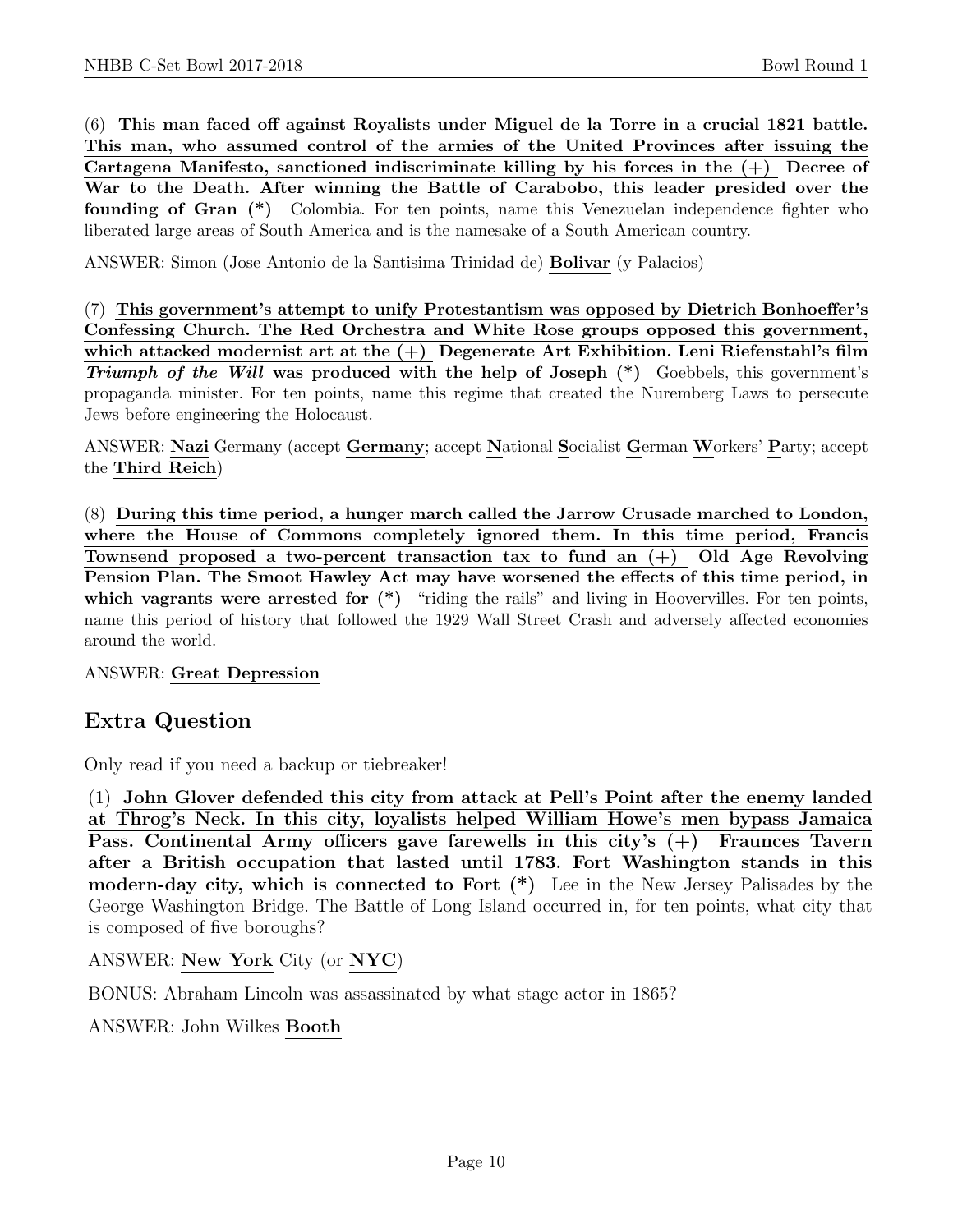(6) **This man faced off against Royalists under Miguel de la Torre in a crucial 1821 battle. This man, who assumed control of the armies of the United Provinces after issuing the Cartagena Manifesto, sanctioned indiscriminate killing by his forces in the (+) Decree of War to the Death. After winning the Battle of Carabobo, this leader presided over the founding of Gran (*)** Colombia. For ten points, name this Venezuelan independence fighter who liberated large areas of South America and is the namesake of a South American country.

ANSWER: Simon (Jose Antonio de la Santisima Trinidad de) **Bolivar** (y Palacios)

(7) **This government's attempt to unify Protestantism was opposed by Dietrich Bonhoeffer's Confessing Church. The Red Orchestra and White Rose groups opposed this government, which attacked modernist art at the (+) Degenerate Art Exhibition. Leni Riefenstahl's film *Triumph of the Will* was produced with the help of Joseph (*)** Goebbels, this government's propaganda minister. For ten points, name this regime that created the Nuremberg Laws to persecute Jews before engineering the Holocaust.

ANSWER: **Nazi** Germany (accept **Germany**; accept **N**ational **S**ocialist **G**erman **W**orkers' **P**arty; accept the **Third Reich**)

(8) **During this time period, a hunger march called the Jarrow Crusade marched to London, where the House of Commons completely ignored them. In this time period, Francis Townsend proposed a two-percent transaction tax to fund an (+) Old Age Revolving Pension Plan. The Smoot Hawley Act may have worsened the effects of this time period, in which vagrants were arrested for (*)** "riding the rails" and living in Hoovervilles. For ten points, name this period of history that followed the 1929 Wall Street Crash and adversely affected economies around the world.

ANSWER: **Great Depression**

## Extra Question

Only read if you need a backup or tiebreaker!

(1) **John Glover defended this city from attack at Pell's Point after the enemy landed at Throg's Neck. In this city, loyalists helped William Howe's men bypass Jamaica Pass. Continental Army officers gave farewells in this city's (+) Fraunces Tavern after a British occupation that lasted until 1783. Fort Washington stands in this modern-day city, which is connected to Fort (*)** Lee in the New Jersey Palisades by the George Washington Bridge. The Battle of Long Island occurred in, for ten points, what city that is composed of five boroughs?

ANSWER: **New York** City (or **NYC**)

BONUS: Abraham Lincoln was assassinated by what stage actor in 1865?

ANSWER: John Wilkes **Booth**